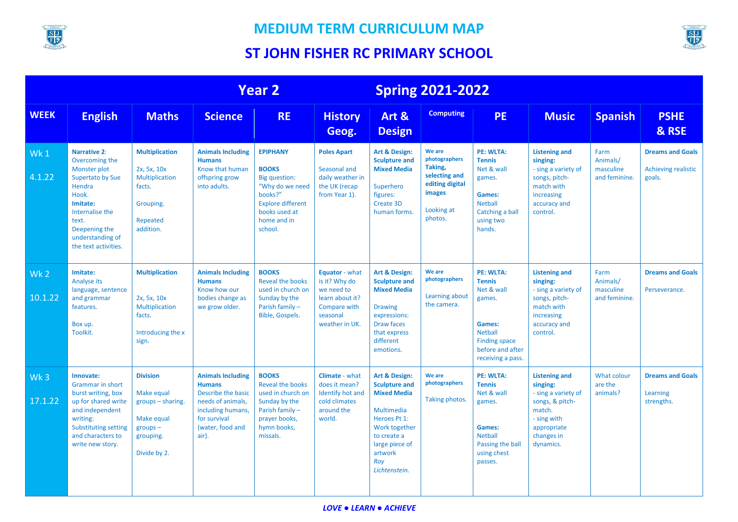# MEDIUM TERM CURRICULUM MAP

# ST JOHN FISHER RC PRIMARY SCHOOL

| Year 2 | | | | Spring 2021-2022 | | | | | | | |
|---|---|---|---|---|---|---|---|---|---|---|---|
| **WEEK** | **English** | **Maths** | **Science** | **RE** | **History Geog.** | **Art & Design** | **Computing** | **PE** | **Music** | **Spanish** | **PSHE & RSE** |
| Wk 1<br><br>4.1.22 | **Narrative 2**: Overcoming the Monster plot Supertato by Sue Hendra Hook.<br>**Imitate:** Internalise the text.<br>Deepening the understanding of the text activities. | **Multiplication**<br><br>2x, 5x, 10x Multiplication facts.<br><br>Grouping.<br><br>Repeated addition. | **Animals Including Humans**<br>Know that human offspring grow into adults. | **EPIPHANY**<br><br>**BOOKS**<br>Big question: "Why do we need books?"<br>Explore different books used at home and in school. | **Poles Apart**<br><br>Seasonal and daily weather in the UK (recap from Year 1). | **Art & Design: Sculpture and Mixed Media**<br><br>Superhero figures:<br>Create 3D human forms. | **We are photographers Taking, selecting and editing digital images**<br><br>Looking at photos. | **PE: WLTA: Tennis**<br>Net & wall games.<br><br>**Games:**<br>Netball<br>Catching a ball using two hands. | **Listening and singing:**<br>- sing a variety of songs, pitch-match with increasing accuracy and control. | Farm Animals/ masculine and feminine. | **Dreams and Goals**<br><br>Achieving realistic goals. |
| Wk 2<br><br>10.1.22 | **Imitate:**<br>Analyse its language, sentence and grammar features.<br><br>Box up.<br>Toolkit. | **Multiplication**<br><br>2x, 5x, 10x Multiplication facts.<br><br>Introducing the x sign. | **Animals Including Humans**<br>Know how our bodies change as we grow older. | **BOOKS**<br>Reveal the books used in church on Sunday by the Parish family – Bible, Gospels. | **Equator** - what is it? Why do we need to learn about it? Compare with seasonal weather in UK. | **Art & Design: Sculpture and Mixed Media**<br><br>Drawing expressions:<br>Draw faces that express different emotions. | **We are photographers**<br><br>Learning about the camera. | **PE: WLTA: Tennis**<br>Net & wall games.<br><br>**Games:**<br>Netball<br>Finding space before and after receiving a pass. | **Listening and singing:**<br>- sing a variety of songs, pitch-match with increasing accuracy and control. | Farm Animals/ masculine and feminine. | **Dreams and Goals**<br><br>Perseverance. |
| Wk 3<br><br>17.1.22 | **Innovate:**<br>Grammar in short burst writing, box up for shared write and independent writing:<br>Substituting setting and characters to write new story. | **Division**<br><br>Make equal groups – sharing.<br><br>Make equal groups – grouping.<br><br>Divide by 2. | **Animals Including Humans**<br>Describe the basic needs of animals, including humans, for survival (water, food and air). | **BOOKS**<br>Reveal the books used in church on Sunday by the Parish family – prayer books, hymn books, missals. | **Climate** - what does it mean? Identify hot and cold climates around the world. | **Art & Design: Sculpture and Mixed Media**<br><br>Multimedia Heroes Pt 1:<br>Work together to create a large piece of artwork<br>*Roy Lichtenstein.* | **We are photographers**<br><br>Taking photos. | **PE: WLTA: Tennis**<br>Net & wall games.<br><br>**Games:**<br>Netball<br>Passing the ball using chest passes. | **Listening and singing:**<br>- sing a variety of songs, & pitch-match.<br>- sing with appropriate changes in dynamics. | What colour are the animals? | **Dreams and Goals**<br><br>Learning strengths. |

***LOVE ● LEARN ● ACHIEVE***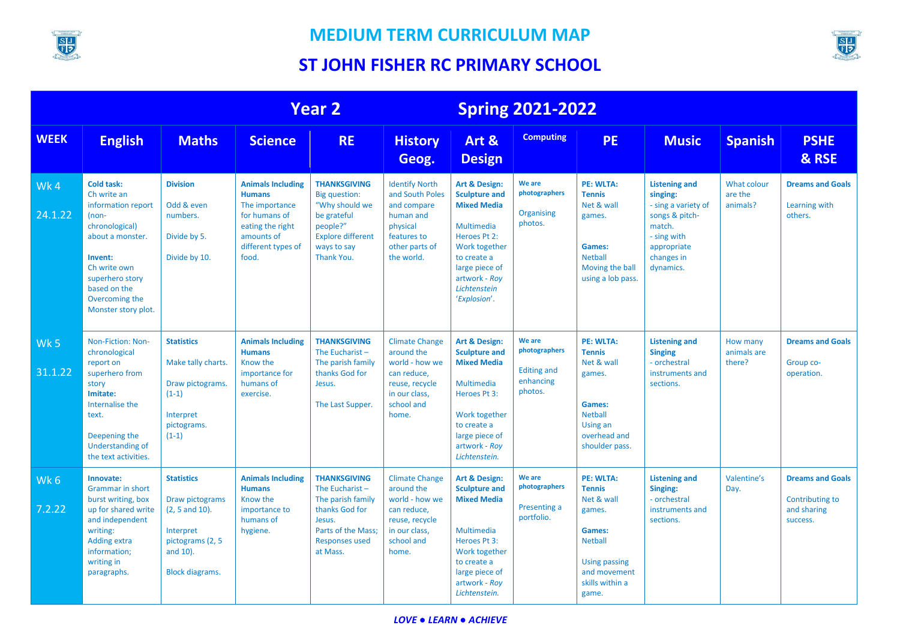# MEDIUM TERM CURRICULUM MAP

# ST JOHN FISHER RC PRIMARY SCHOOL

| Year 2 Spring 2021-2022 | | | | | | | | | | | |
|---|---|---|---|---|---|---|---|---|---|---|---|
| **WEEK** | **English** | **Maths** | **Science** | **RE** | **History Geog.** | **Art & Design** | **Computing** | **PE** | **Music** | **Spanish** | **PSHE & RSE** |
| Wk 4<br><br>24.1.22 | **Cold task:**<br>Ch write an information report (non-chronological) about a monster.<br><br>**Invent:**<br>Ch write own superhero story based on the Overcoming the Monster story plot. | **Division**<br><br>Odd & even numbers.<br><br>Divide by 5.<br><br>Divide by 10. | **Animals Including Humans**<br>The importance for humans of eating the right amounts of different types of food. | **THANKSGIVING**<br>Big question: "Why should we be grateful people?"<br>Explore different ways to say Thank You. | Identify North and South Poles and compare human and physical features to other parts of the world. | **Art & Design: Sculpture and Mixed Media**<br><br>Multimedia Heroes Pt 2: Work together to create a large piece of artwork - *Roy Lichtenstein* '*Explosion*'. | **We are photographers**<br><br>Organising photos. | **PE: WLTA: Tennis**<br>Net & wall games.<br><br>**Games:**<br>Netball<br>Moving the ball using a lob pass. | **Listening and singing:**<br>- sing a variety of songs & pitch-match.<br>- sing with appropriate changes in dynamics. | What colour are the animals? | **Dreams and Goals**<br><br>Learning with others. |
| Wk 5<br><br>31.1.22 | Non-Fiction: Non-chronological report on superhero from story<br>**Imitate:**<br>Internalise the text.<br><br>Deepening the Understanding of the text activities. | **Statistics**<br><br>Make tally charts.<br><br>Draw pictograms. (1-1)<br><br>Interpret pictograms. (1-1) | **Animals Including Humans**<br>Know the importance for humans of exercise. | **THANKSGIVING**<br>The Eucharist – The parish family thanks God for Jesus.<br><br>The Last Supper. | Climate Change around the world - how we can reduce, reuse, recycle in our class, school and home. | **Art & Design: Sculpture and Mixed Media**<br><br>Multimedia Heroes Pt 3:<br><br>Work together to create a large piece of artwork - *Roy Lichtenstein.* | **We are photographers**<br><br>Editing and enhancing photos. | **PE: WLTA: Tennis**<br>Net & wall games.<br><br>**Games:**<br>Netball<br>Using an overhead and shoulder pass. | **Listening and Singing**<br>- orchestral instruments and sections. | How many animals are there? | **Dreams and Goals**<br><br>Group co-operation. |
| Wk 6<br><br>7.2.22 | **Innovate:**<br>Grammar in short burst writing, box up for shared write and independent writing:<br>Adding extra information; writing in paragraphs. | **Statistics**<br><br>Draw pictograms (2, 5 and 10).<br><br>Interpret pictograms (2, 5 and 10).<br><br>Block diagrams. | **Animals Including Humans**<br>Know the importance to humans of hygiene. | **THANKSGIVING**<br>The Eucharist – The parish family thanks God for Jesus.<br>Parts of the Mass; Responses used at Mass. | Climate Change around the world - how we can reduce, reuse, recycle in our class, school and home. | **Art & Design: Sculpture and Mixed Media**<br><br>Multimedia Heroes Pt 3: Work together to create a large piece of artwork - *Roy Lichtenstein.* | **We are photographers**<br><br>Presenting a portfolio. | **PE: WLTA: Tennis**<br>Net & wall games.<br><br>**Games:**<br>Netball<br><br>Using passing and movement skills within a game. | **Listening and Singing:**<br>- orchestral instruments and sections. | Valentine's Day. | **Dreams and Goals**<br><br>Contributing to and sharing success. |

*LOVE ● LEARN ● ACHIEVE*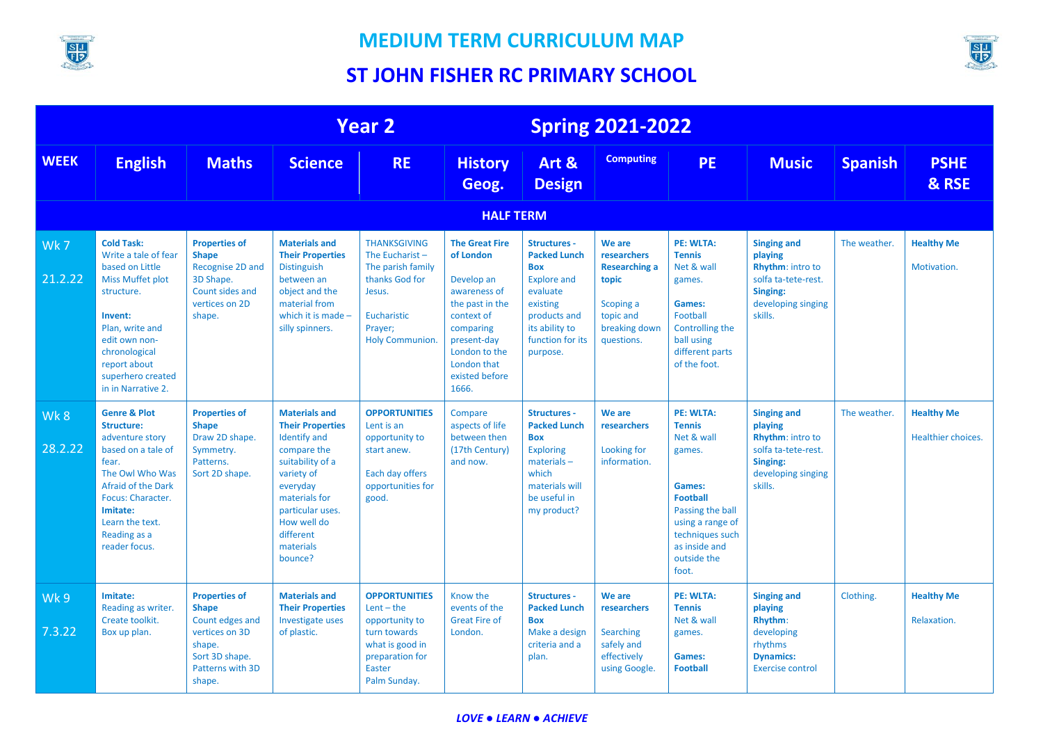# MEDIUM TERM CURRICULUM MAP

## ST JOHN FISHER RC PRIMARY SCHOOL

| Year 2 | | | | Spring 2021-2022 | | | | | | | |
|---|---|---|---|---|---|---|---|---|---|---|---|
| **WEEK** | **English** | **Maths** | **Science** | **RE** | **History Geog.** | **Art & Design** | **Computing** | **PE** | **Music** | **Spanish** | **PSHE & RSE** |
| | | | | | **HALF TERM** | | | | | | |
| Wk 7<br><br>21.2.22 | **Cold Task:**<br>Write a tale of fear based on Little Miss Muffet plot structure.<br><br>**Invent:**<br>Plan, write and edit own non-chronological report about superhero created in in Narrative 2. | **Properties of Shape**<br>Recognise 2D and 3D Shape.<br>Count sides and vertices on 2D shape. | **Materials and Their Properties**<br>Distinguish between an object and the material from which it is made – silly spinners. | THANKSGIVING<br>The Eucharist – The parish family thanks God for Jesus.<br><br>Eucharistic Prayer;<br>Holy Communion. | **The Great Fire of London**<br><br>Develop an awareness of the past in the context of comparing present-day London to the London that existed before 1666. | **Structures - Packed Lunch Box**<br>Explore and evaluate existing products and its ability to function for its purpose. | **We are researchers**<br>**Researching a topic**<br><br>Scoping a topic and breaking down questions. | **PE: WLTA: Tennis**<br>Net & wall games.<br><br>**Games:**<br>Football<br>Controlling the ball using different parts of the foot. | **Singing and playing**<br>**Rhythm**: intro to solfa ta-tete-rest.<br>**Singing:** developing singing skills. | The weather. | **Healthy Me**<br><br>Motivation. |
| Wk 8<br><br>28.2.22 | **Genre & Plot Structure:**<br>adventure story based on a tale of fear.<br>The Owl Who Was Afraid of the Dark<br>Focus: Character.<br>**Imitate:**<br>Learn the text.<br>Reading as a reader focus. | **Properties of Shape**<br>Draw 2D shape.<br>Symmetry.<br>Patterns.<br>Sort 2D shape. | **Materials and Their Properties**<br>Identify and compare the suitability of a variety of everyday materials for particular uses.<br>How well do different materials bounce? | **OPPORTUNITIES**<br>Lent is an opportunity to start anew.<br><br>Each day offers opportunities for good. | Compare aspects of life between then (17th Century) and now. | **Structures - Packed Lunch Box**<br>Exploring materials – which materials will be useful in my product? | **We are researchers**<br><br>Looking for information. | **PE: WLTA: Tennis**<br>Net & wall games.<br><br>**Games:**<br>**Football**<br>Passing the ball using a range of techniques such as inside and outside the foot. | **Singing and playing**<br>**Rhythm**: intro to solfa ta-tete-rest.<br>**Singing:** developing singing skills. | The weather. | **Healthy Me**<br><br>Healthier choices. |
| Wk 9<br><br>7.3.22 | **Imitate:**<br>Reading as writer.<br>Create toolkit.<br>Box up plan. | **Properties of Shape**<br>Count edges and vertices on 3D shape.<br>Sort 3D shape.<br>Patterns with 3D shape. | **Materials and Their Properties**<br>Investigate uses of plastic. | **OPPORTUNITIES**<br>Lent – the opportunity to turn towards what is good in preparation for Easter<br>Palm Sunday. | Know the events of the Great Fire of London. | **Structures - Packed Lunch Box**<br>Make a design criteria and a plan. | **We are researchers**<br><br>Searching safely and effectively using Google. | **PE: WLTA: Tennis**<br>Net & wall games.<br><br>**Games:**<br>**Football** | **Singing and playing**<br>**Rhythm**: developing rhythms<br>**Dynamics:**<br>Exercise control | Clothing. | **Healthy Me**<br><br>Relaxation. |

*LOVE ● LEARN ● ACHIEVE*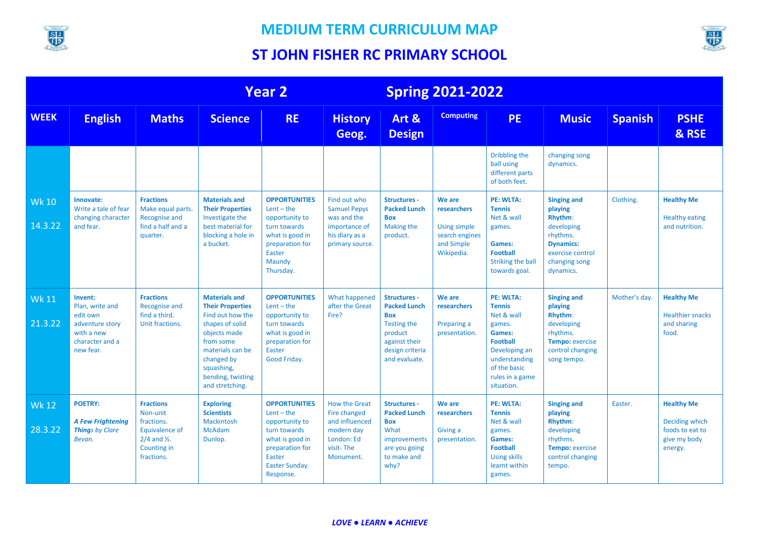# MEDIUM TERM CURRICULUM MAP

# ST JOHN FISHER RC PRIMARY SCHOOL

| Year 2 | | | | | Spring 2021-2022 | | | | | | |
|---|---|---|---|---|---|---|---|---|---|---|---|
| **WEEK** | **English** | **Maths** | **Science** | **RE** | **History Geog.** | **Art & Design** | **Computing** | **PE** | **Music** | **Spanish** | **PSHE & RSE** |
| | | | | | | | | Dribbling the ball using different parts of both feet. | changing song dynamics. | | |
| Wk 10 14.3.22 | **Innovate:** Write a tale of fear changing character and fear. | **Fractions** Make equal parts. Recognise and find a half and a quarter. | **Materials and Their Properties** Investigate the best material for blocking a hole in a bucket. | **OPPORTUNITIES** Lent – the opportunity to turn towards what is good in preparation for Easter Maundy Thursday. | Find out who Samuel Pepys was and the importance of his diary as a primary source. | **Structures - Packed Lunch Box** Making the product. | **We are researchers** Using simple search engines and Simple Wikipedia. | **PE: WLTA: Tennis** Net & wall games. **Games: Football** Striking the ball towards goal. | **Singing and playing Rhythm**: developing rhythms. **Dynamics:** exercise control changing song dynamics. | Clothing. | **Healthy Me** Healthy eating and nutrition. |
| Wk 11 21.3.22 | **Invent:** Plan, write and edit own adventure story with a new character and a new fear. | **Fractions** Recognise and find a third. Unit fractions. | **Materials and Their Properties** Find out how the shapes of solid objects made from some materials can be changed by squashing, bending, twisting and stretching. | **OPPORTUNITIES** Lent – the opportunity to turn towards what is good in preparation for Easter Good Friday. | What happened after the Great Fire? | **Structures - Packed Lunch Box** Testing the product against their design criteria and evaluate. | **We are researchers** Preparing a presentation. | **PE: WLTA: Tennis** Net & wall games. **Games: Football** Developing an understanding of the basic rules in a game situation. | **Singing and playing Rhythm**: developing rhythms. **Tempo:** exercise control changing song tempo. | Mother's day. | **Healthy Me** Healthier snacks and sharing food. |
| Wk 12 28.3.22 | **POETRY:** ***A Few Frightening Things** by Clare Bevan.* | **Fractions** Non-unit fractions. Equivalence of 2/4 and ½. Counting in fractions. | **Exploring Scientists** Mackintosh McAdam Dunlop. | **OPPORTUNITIES** Lent – the opportunity to turn towards what is good in preparation for Easter Easter Sunday. Response. | How the Great Fire changed and influenced modern day London: Ed visit- The Monument. | **Structures - Packed Lunch Box** What improvements are you going to make and why? | **We are researchers** Giving a presentation. | **PE: WLTA: Tennis** Net & wall games. **Games: Football** Using skills learnt within games. | **Singing and playing Rhythm**: developing rhythms. **Tempo:** exercise control changing tempo. | Easter. | **Healthy Me** Deciding which foods to eat to give my body energy. |

***LOVE ● LEARN ● ACHIEVE***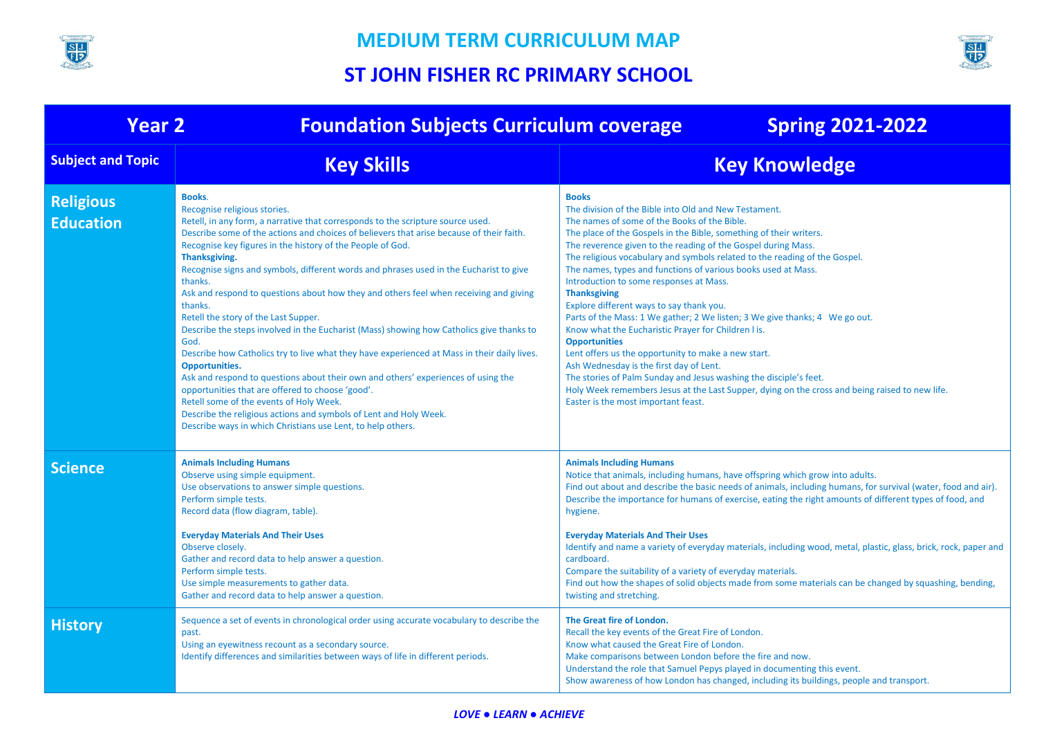# MEDIUM TERM CURRICULUM MAP

## ST JOHN FISHER RC PRIMARY SCHOOL

| Year 2 | Foundation Subjects Curriculum coverage | Spring 2021-2022 |
|---|---|---|
| **Subject and Topic** | **Key Skills** | **Key Knowledge** |
| **Religious Education** | **Books**.<br>Recognise religious stories.<br>Retell, in any form, a narrative that corresponds to the scripture source used.<br>Describe some of the actions and choices of believers that arise because of their faith.<br>Recognise key figures in the history of the People of God.<br>**Thanksgiving.**<br>Recognise signs and symbols, different words and phrases used in the Eucharist to give thanks.<br>Ask and respond to questions about how they and others feel when receiving and giving thanks.<br>Retell the story of the Last Supper.<br>Describe the steps involved in the Eucharist (Mass) showing how Catholics give thanks to God.<br>Describe how Catholics try to live what they have experienced at Mass in their daily lives.<br>**Opportunities.**<br>Ask and respond to questions about their own and others' experiences of using the opportunities that are offered to choose 'good'.<br>Retell some of the events of Holy Week.<br>Describe the religious actions and symbols of Lent and Holy Week.<br>Describe ways in which Christians use Lent, to help others. | **Books**<br>The division of the Bible into Old and New Testament.<br>The names of some of the Books of the Bible.<br>The place of the Gospels in the Bible, something of their writers.<br>The reverence given to the reading of the Gospel during Mass.<br>The religious vocabulary and symbols related to the reading of the Gospel.<br>The names, types and functions of various books used at Mass.<br>Introduction to some responses at Mass.<br>**Thanksgiving**<br>Explore different ways to say thank you.<br>Parts of the Mass: 1 We gather; 2 We listen; 3 We give thanks; 4 We go out.<br>Know what the Eucharistic Prayer for Children l is.<br>**Opportunities**<br>Lent offers us the opportunity to make a new start.<br>Ash Wednesday is the first day of Lent.<br>The stories of Palm Sunday and Jesus washing the disciple's feet.<br>Holy Week remembers Jesus at the Last Supper, dying on the cross and being raised to new life.<br>Easter is the most important feast. |
| **Science** | **Animals Including Humans**<br>Observe using simple equipment.<br>Use observations to answer simple questions.<br>Perform simple tests.<br>Record data (flow diagram, table).<br><br>**Everyday Materials And Their Uses**<br>Observe closely.<br>Gather and record data to help answer a question.<br>Perform simple tests.<br>Use simple measurements to gather data.<br>Gather and record data to help answer a question. | **Animals Including Humans**<br>Notice that animals, including humans, have offspring which grow into adults.<br>Find out about and describe the basic needs of animals, including humans, for survival (water, food and air).<br>Describe the importance for humans of exercise, eating the right amounts of different types of food, and hygiene.<br><br>**Everyday Materials And Their Uses**<br>Identify and name a variety of everyday materials, including wood, metal, plastic, glass, brick, rock, paper and cardboard.<br>Compare the suitability of a variety of everyday materials.<br>Find out how the shapes of solid objects made from some materials can be changed by squashing, bending, twisting and stretching. |
| **History** | Sequence a set of events in chronological order using accurate vocabulary to describe the past.<br>Using an eyewitness recount as a secondary source.<br>Identify differences and similarities between ways of life in different periods. | **The Great fire of London.**<br>Recall the key events of the Great Fire of London.<br>Know what caused the Great Fire of London.<br>Make comparisons between London before the fire and now.<br>Understand the role that Samuel Pepys played in documenting this event.<br>Show awareness of how London has changed, including its buildings, people and transport. |

*LOVE ● LEARN ● ACHIEVE*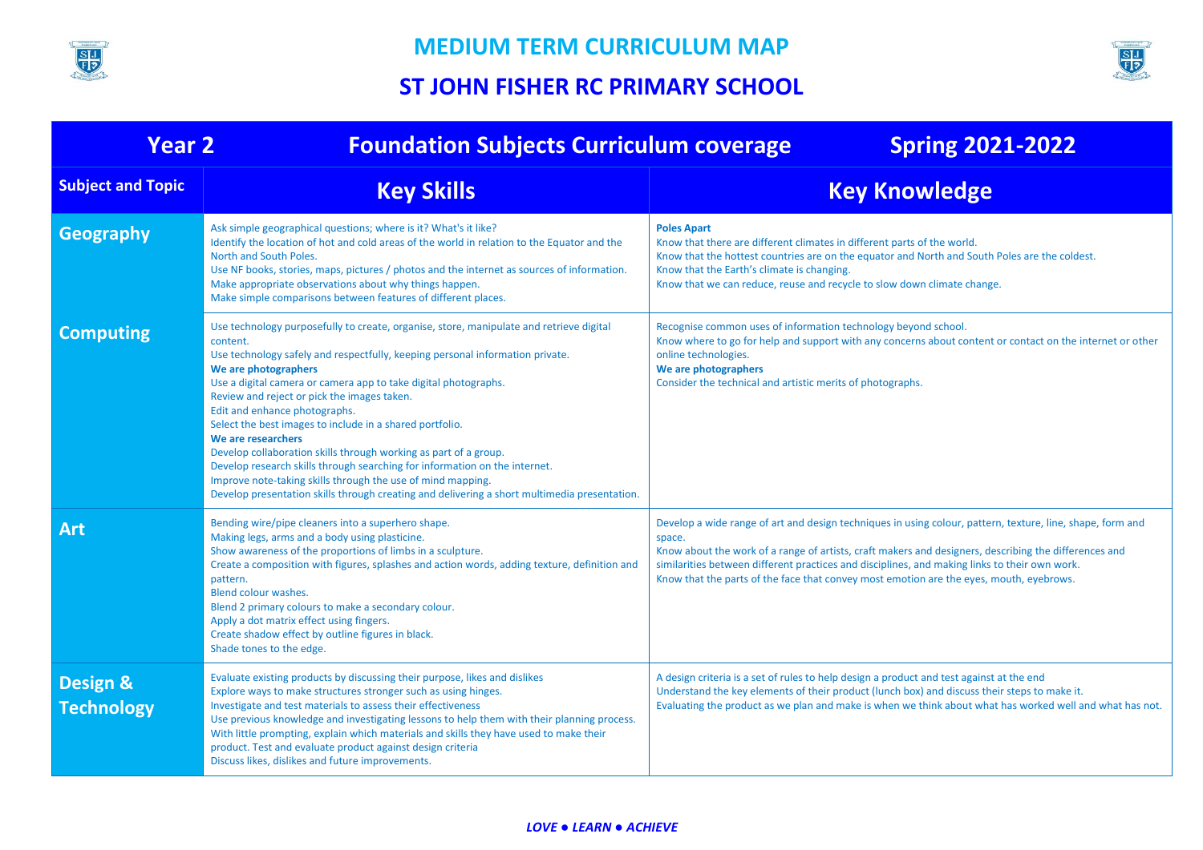# MEDIUM TERM CURRICULUM MAP

## ST JOHN FISHER RC PRIMARY SCHOOL

| Year 2 | Foundation Subjects Curriculum coverage Spring 2021-2022 | |
|---|---|---|
| **Subject and Topic** | **Key Skills** | **Key Knowledge** |
| **Geography** | Ask simple geographical questions; where is it? What's it like?<br>Identify the location of hot and cold areas of the world in relation to the Equator and the North and South Poles.<br>Use NF books, stories, maps, pictures / photos and the internet as sources of information.<br>Make appropriate observations about why things happen.<br>Make simple comparisons between features of different places. | **Poles Apart**<br>Know that there are different climates in different parts of the world.<br>Know that the hottest countries are on the equator and North and South Poles are the coldest.<br>Know that the Earth's climate is changing.<br>Know that we can reduce, reuse and recycle to slow down climate change. |
| **Computing** | Use technology purposefully to create, organise, store, manipulate and retrieve digital content.<br>Use technology safely and respectfully, keeping personal information private.<br>**We are photographers**<br>Use a digital camera or camera app to take digital photographs.<br>Review and reject or pick the images taken.<br>Edit and enhance photographs.<br>Select the best images to include in a shared portfolio.<br>**We are researchers**<br>Develop collaboration skills through working as part of a group.<br>Develop research skills through searching for information on the internet.<br>Improve note-taking skills through the use of mind mapping.<br>Develop presentation skills through creating and delivering a short multimedia presentation. | Recognise common uses of information technology beyond school.<br>Know where to go for help and support with any concerns about content or contact on the internet or other online technologies.<br>**We are photographers**<br>Consider the technical and artistic merits of photographs. |
| **Art** | Bending wire/pipe cleaners into a superhero shape.<br>Making legs, arms and a body using plasticine.<br>Show awareness of the proportions of limbs in a sculpture.<br>Create a composition with figures, splashes and action words, adding texture, definition and pattern.<br>Blend colour washes.<br>Blend 2 primary colours to make a secondary colour.<br>Apply a dot matrix effect using fingers.<br>Create shadow effect by outline figures in black.<br>Shade tones to the edge. | Develop a wide range of art and design techniques in using colour, pattern, texture, line, shape, form and space.<br>Know about the work of a range of artists, craft makers and designers, describing the differences and similarities between different practices and disciplines, and making links to their own work.<br>Know that the parts of the face that convey most emotion are the eyes, mouth, eyebrows. |
| **Design & Technology** | Evaluate existing products by discussing their purpose, likes and dislikes<br>Explore ways to make structures stronger such as using hinges.<br>Investigate and test materials to assess their effectiveness<br>Use previous knowledge and investigating lessons to help them with their planning process.<br>With little prompting, explain which materials and skills they have used to make their product. Test and evaluate product against design criteria<br>Discuss likes, dislikes and future improvements. | A design criteria is a set of rules to help design a product and test against at the end<br>Understand the key elements of their product (lunch box) and discuss their steps to make it.<br>Evaluating the product as we plan and make is when we think about what has worked well and what has not. |

*LOVE ● LEARN ● ACHIEVE*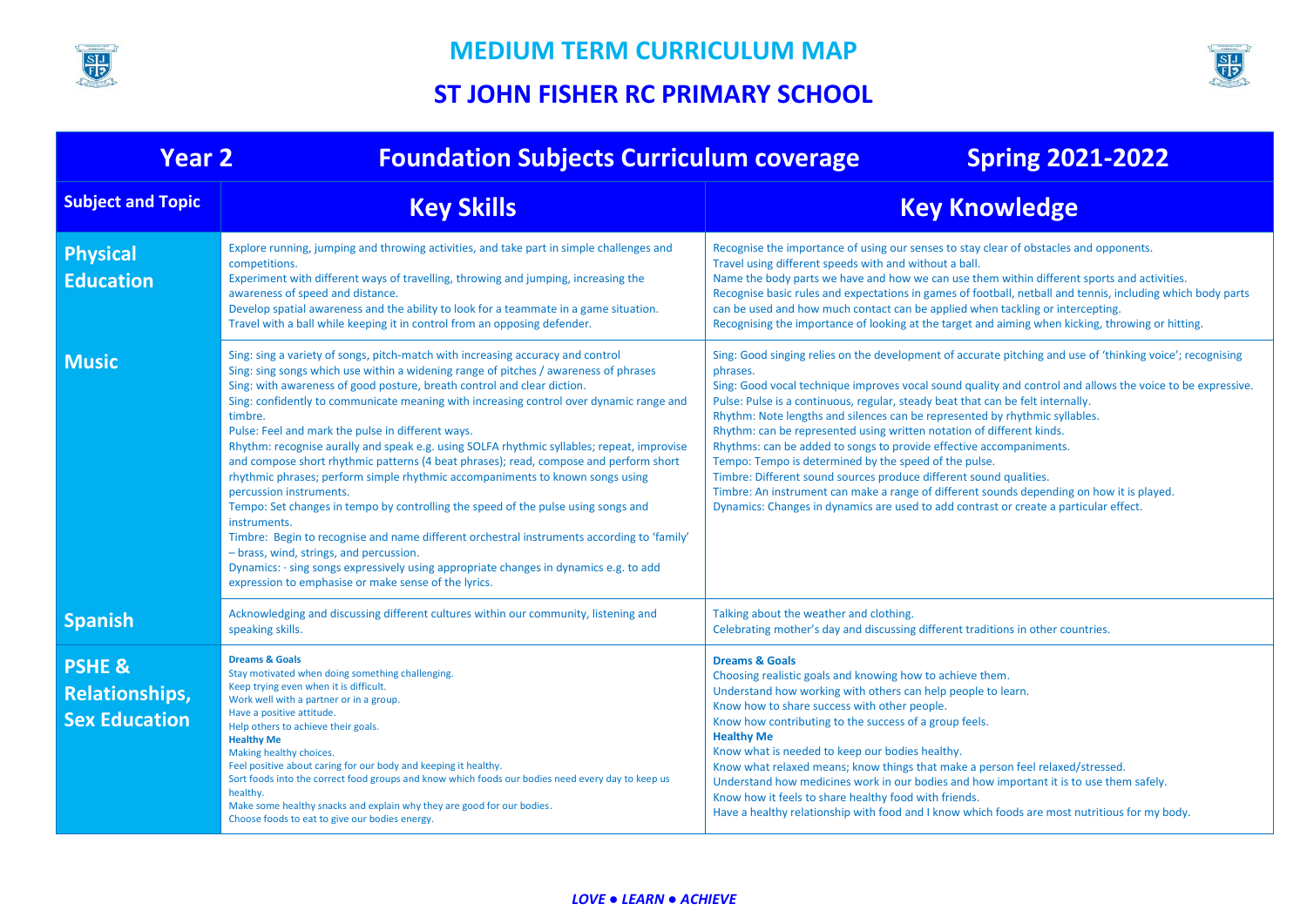# MEDIUM TERM CURRICULUM MAP

## ST JOHN FISHER RC PRIMARY SCHOOL

| Year 2 | Foundation Subjects Curriculum coverage | Spring 2021-2022 |
|---|---|---|
| **Subject and Topic** | **Key Skills** | **Key Knowledge** |
| **Physical Education** | Explore running, jumping and throwing activities, and take part in simple challenges and competitions.<br>Experiment with different ways of travelling, throwing and jumping, increasing the awareness of speed and distance.<br>Develop spatial awareness and the ability to look for a teammate in a game situation.<br>Travel with a ball while keeping it in control from an opposing defender. | Recognise the importance of using our senses to stay clear of obstacles and opponents.<br>Travel using different speeds with and without a ball.<br>Name the body parts we have and how we can use them within different sports and activities.<br>Recognise basic rules and expectations in games of football, netball and tennis, including which body parts can be used and how much contact can be applied when tackling or intercepting.<br>Recognising the importance of looking at the target and aiming when kicking, throwing or hitting. |
| **Music** | Sing: sing a variety of songs, pitch-match with increasing accuracy and control<br>Sing: sing songs which use within a widening range of pitches / awareness of phrases<br>Sing: with awareness of good posture, breath control and clear diction.<br>Sing: confidently to communicate meaning with increasing control over dynamic range and timbre.<br>Pulse: Feel and mark the pulse in different ways.<br>Rhythm: recognise aurally and speak e.g. using SOLFA rhythmic syllables; repeat, improvise and compose short rhythmic patterns (4 beat phrases); read, compose and perform short rhythmic phrases; perform simple rhythmic accompaniments to known songs using percussion instruments.<br>Tempo: Set changes in tempo by controlling the speed of the pulse using songs and instruments.<br>Timbre: Begin to recognise and name different orchestral instruments according to 'family' – brass, wind, strings, and percussion.<br>Dynamics: · sing songs expressively using appropriate changes in dynamics e.g. to add expression to emphasise or make sense of the lyrics. | Sing: Good singing relies on the development of accurate pitching and use of 'thinking voice'; recognising phrases.<br>Sing: Good vocal technique improves vocal sound quality and control and allows the voice to be expressive.<br>Pulse: Pulse is a continuous, regular, steady beat that can be felt internally.<br>Rhythm: Note lengths and silences can be represented by rhythmic syllables.<br>Rhythm: can be represented using written notation of different kinds.<br>Rhythms: can be added to songs to provide effective accompaniments.<br>Tempo: Tempo is determined by the speed of the pulse.<br>Timbre: Different sound sources produce different sound qualities.<br>Timbre: An instrument can make a range of different sounds depending on how it is played.<br>Dynamics: Changes in dynamics are used to add contrast or create a particular effect. |
| **Spanish** | Acknowledging and discussing different cultures within our community, listening and speaking skills. | Talking about the weather and clothing.<br>Celebrating mother's day and discussing different traditions in other countries. |
| **PSHE & Relationships, Sex Education** | **Dreams & Goals**<br>Stay motivated when doing something challenging.<br>Keep trying even when it is difficult.<br>Work well with a partner or in a group.<br>Have a positive attitude.<br>Help others to achieve their goals.<br>**Healthy Me**<br>Making healthy choices.<br>Feel positive about caring for our body and keeping it healthy.<br>Sort foods into the correct food groups and know which foods our bodies need every day to keep us healthy.<br>Make some healthy snacks and explain why they are good for our bodies.<br>Choose foods to eat to give our bodies energy. | **Dreams & Goals**<br>Choosing realistic goals and knowing how to achieve them.<br>Understand how working with others can help people to learn.<br>Know how to share success with other people.<br>Know how contributing to the success of a group feels.<br>**Healthy Me**<br>Know what is needed to keep our bodies healthy.<br>Know what relaxed means; know things that make a person feel relaxed/stressed.<br>Understand how medicines work in our bodies and how important it is to use them safely.<br>Know how it feels to share healthy food with friends.<br>Have a healthy relationship with food and I know which foods are most nutritious for my body. |

*LOVE ● LEARN ● ACHIEVE*